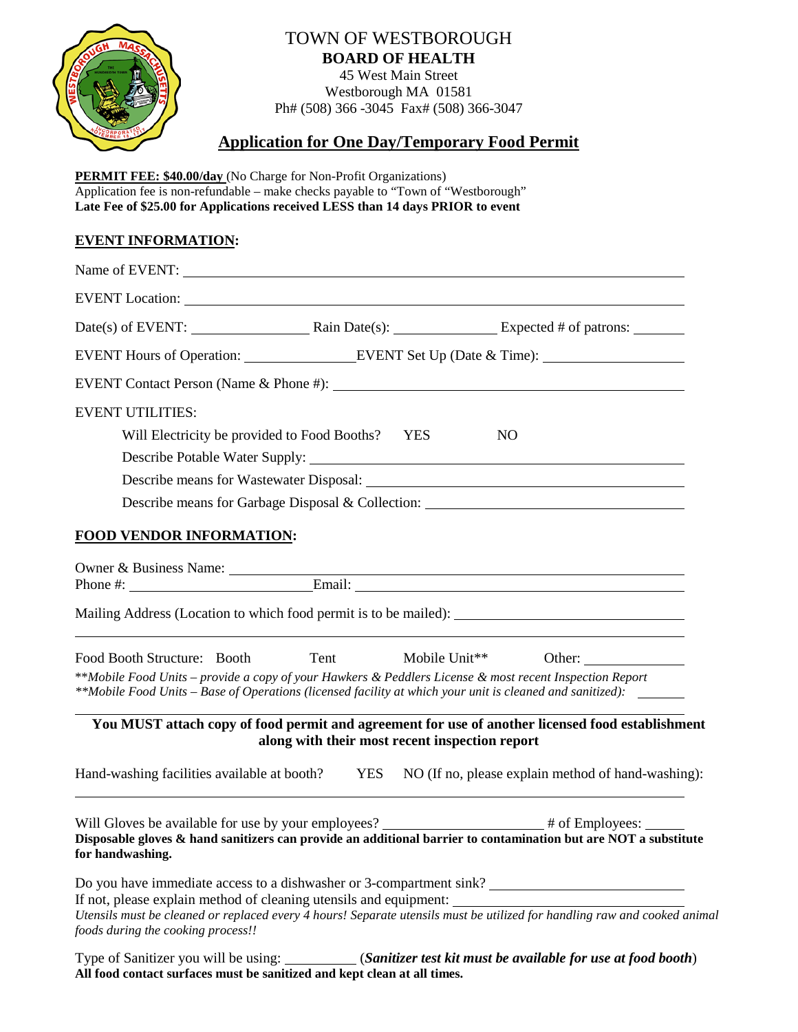# TOWN OF WESTBOROUGH

## BOARD OF HEALTH

45 West Main Street
Westborough MA 01581
Ph# (508) 366 -3045 Fax# (508) 366-3047

## Application for One Day/Temporary Food Permit

**PERMIT FEE: $40.00/day** (No Charge for Non-Profit Organizations)
Application fee is non-refundable – make checks payable to "Town of "Westborough"
**Late Fee of $25.00 for Applications received LESS than 14 days PRIOR to event**

### EVENT INFORMATION:

Name of EVENT: ______________________________

EVENT Location: ______________________________

Date(s) of EVENT: ______________ Rain Date(s): ______________ Expected # of patrons: ________

EVENT Hours of Operation: ______________ EVENT Set Up (Date & Time): ______________

EVENT Contact Person (Name & Phone #): ______________________________

EVENT UTILITIES:

Will Electricity be provided to Food Booths? YES NO

Describe Potable Water Supply: ______________________________

Describe means for Wastewater Disposal: ______________________________

Describe means for Garbage Disposal & Collection: ______________________________

### FOOD VENDOR INFORMATION:

Owner & Business Name: ______________________________

Phone #: ______________ Email: ______________________________

Mailing Address (Location to which food permit is to be mailed): ______________________________

______________________________

Food Booth Structure: Booth Tent Mobile Unit** Other: ______________

*\*\*Mobile Food Units – provide a copy of your Hawkers & Peddlers License & most recent Inspection Report*

*\*\*Mobile Food Units – Base of Operations (licensed facility at which your unit is cleaned and sanitized):* ________

______________________________

**You MUST attach copy of food permit and agreement for use of another licensed food establishment along with their most recent inspection report**

Hand-washing facilities available at booth? YES NO (If no, please explain method of hand-washing):

______________________________

Will Gloves be available for use by your employees? ______________ # of Employees: ______

**Disposable gloves & hand sanitizers can provide an additional barrier to contamination but are NOT a substitute for handwashing.**

Do you have immediate access to a dishwasher or 3-compartment sink? ______________

If not, please explain method of cleaning utensils and equipment: ______________

*Utensils must be cleaned or replaced every 4 hours! Separate utensils must be utilized for handling raw and cooked animal foods during the cooking process!!*

Type of Sanitizer you will be using: __________ (***Sanitizer test kit must be available for use at food booth***)

**All food contact surfaces must be sanitized and kept clean at all times.**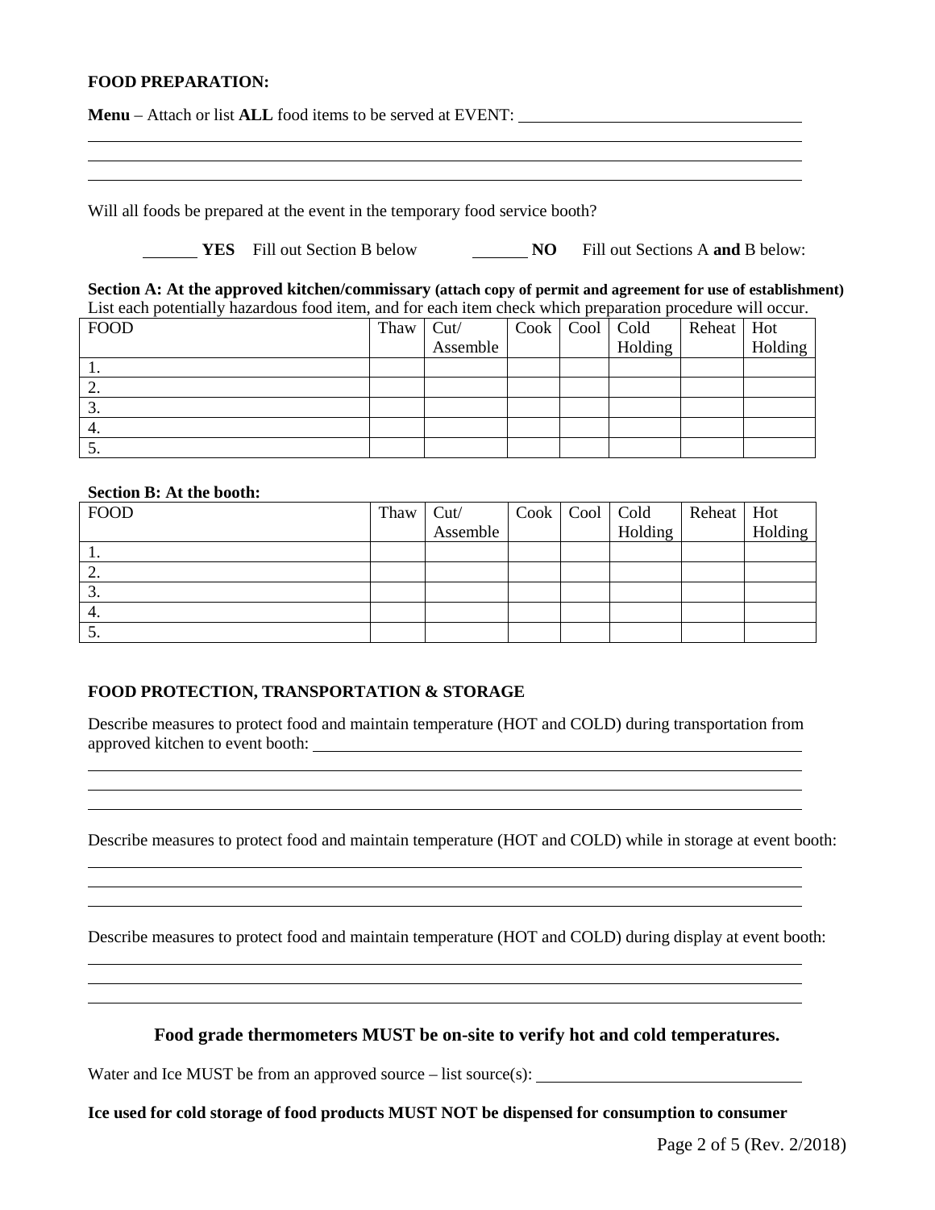**FOOD PREPARATION:**

**Menu** – Attach or list **ALL** food items to be served at EVENT: \_\_\_\_\_\_\_\_\_\_\_\_\_\_\_\_\_\_\_\_\_\_\_\_\_\_\_\_\_\_\_\_\_\_

\_\_\_\_\_\_\_\_\_\_\_\_\_\_\_\_\_\_\_\_\_\_\_\_\_\_\_\_\_\_\_\_\_\_\_\_\_\_\_\_\_\_\_\_\_\_\_\_\_\_\_\_\_\_\_\_\_\_\_\_\_\_\_\_\_\_\_\_\_\_\_\_\_\_\_\_\_\_\_\_\_\_

\_\_\_\_\_\_\_\_\_\_\_\_\_\_\_\_\_\_\_\_\_\_\_\_\_\_\_\_\_\_\_\_\_\_\_\_\_\_\_\_\_\_\_\_\_\_\_\_\_\_\_\_\_\_\_\_\_\_\_\_\_\_\_\_\_\_\_\_\_\_\_\_\_\_\_\_\_\_\_\_\_\_

\_\_\_\_\_\_\_\_\_\_\_\_\_\_\_\_\_\_\_\_\_\_\_\_\_\_\_\_\_\_\_\_\_\_\_\_\_\_\_\_\_\_\_\_\_\_\_\_\_\_\_\_\_\_\_\_\_\_\_\_\_\_\_\_\_\_\_\_\_\_\_\_\_\_\_\_\_\_\_\_\_\_

Will all foods be prepared at the event in the temporary food service booth?

\_\_\_\_\_\_ **YES** Fill out Section B below \_\_\_\_\_\_ **NO** Fill out Sections A **and** B below:

**Section A: At the approved kitchen/commissary (attach copy of permit and agreement for use of establishment)**
List each potentially hazardous food item, and for each item check which preparation procedure will occur.

| FOOD | Thaw | Cut/ Assemble | Cook | Cool | Cold Holding | Reheat | Hot Holding |
|---|---|---|---|---|---|---|---|
| 1. | | | | | | | |
| 2. | | | | | | | |
| 3. | | | | | | | |
| 4. | | | | | | | |
| 5. | | | | | | | |

**Section B: At the booth:**

| FOOD | Thaw | Cut/ Assemble | Cook | Cool | Cold Holding | Reheat | Hot Holding |
|---|---|---|---|---|---|---|---|
| 1. | | | | | | | |
| 2. | | | | | | | |
| 3. | | | | | | | |
| 4. | | | | | | | |
| 5. | | | | | | | |

**FOOD PROTECTION, TRANSPORTATION & STORAGE**

Describe measures to protect food and maintain temperature (HOT and COLD) during transportation from approved kitchen to event booth: \_\_\_\_\_\_\_\_\_\_\_\_\_\_\_\_\_\_\_\_\_\_\_\_\_\_\_\_\_\_\_\_\_\_\_\_\_\_\_\_\_\_\_\_\_\_\_\_\_\_\_\_\_\_\_\_\_\_\_\_

\_\_\_\_\_\_\_\_\_\_\_\_\_\_\_\_\_\_\_\_\_\_\_\_\_\_\_\_\_\_\_\_\_\_\_\_\_\_\_\_\_\_\_\_\_\_\_\_\_\_\_\_\_\_\_\_\_\_\_\_\_\_\_\_\_\_\_\_\_\_\_\_\_\_\_\_\_\_\_\_\_\_

\_\_\_\_\_\_\_\_\_\_\_\_\_\_\_\_\_\_\_\_\_\_\_\_\_\_\_\_\_\_\_\_\_\_\_\_\_\_\_\_\_\_\_\_\_\_\_\_\_\_\_\_\_\_\_\_\_\_\_\_\_\_\_\_\_\_\_\_\_\_\_\_\_\_\_\_\_\_\_\_\_\_

\_\_\_\_\_\_\_\_\_\_\_\_\_\_\_\_\_\_\_\_\_\_\_\_\_\_\_\_\_\_\_\_\_\_\_\_\_\_\_\_\_\_\_\_\_\_\_\_\_\_\_\_\_\_\_\_\_\_\_\_\_\_\_\_\_\_\_\_\_\_\_\_\_\_\_\_\_\_\_\_\_\_

Describe measures to protect food and maintain temperature (HOT and COLD) while in storage at event booth:

\_\_\_\_\_\_\_\_\_\_\_\_\_\_\_\_\_\_\_\_\_\_\_\_\_\_\_\_\_\_\_\_\_\_\_\_\_\_\_\_\_\_\_\_\_\_\_\_\_\_\_\_\_\_\_\_\_\_\_\_\_\_\_\_\_\_\_\_\_\_\_\_\_\_\_\_\_\_\_\_\_\_

\_\_\_\_\_\_\_\_\_\_\_\_\_\_\_\_\_\_\_\_\_\_\_\_\_\_\_\_\_\_\_\_\_\_\_\_\_\_\_\_\_\_\_\_\_\_\_\_\_\_\_\_\_\_\_\_\_\_\_\_\_\_\_\_\_\_\_\_\_\_\_\_\_\_\_\_\_\_\_\_\_\_

\_\_\_\_\_\_\_\_\_\_\_\_\_\_\_\_\_\_\_\_\_\_\_\_\_\_\_\_\_\_\_\_\_\_\_\_\_\_\_\_\_\_\_\_\_\_\_\_\_\_\_\_\_\_\_\_\_\_\_\_\_\_\_\_\_\_\_\_\_\_\_\_\_\_\_\_\_\_\_\_\_\_

Describe measures to protect food and maintain temperature (HOT and COLD) during display at event booth:

\_\_\_\_\_\_\_\_\_\_\_\_\_\_\_\_\_\_\_\_\_\_\_\_\_\_\_\_\_\_\_\_\_\_\_\_\_\_\_\_\_\_\_\_\_\_\_\_\_\_\_\_\_\_\_\_\_\_\_\_\_\_\_\_\_\_\_\_\_\_\_\_\_\_\_\_\_\_\_\_\_\_

\_\_\_\_\_\_\_\_\_\_\_\_\_\_\_\_\_\_\_\_\_\_\_\_\_\_\_\_\_\_\_\_\_\_\_\_\_\_\_\_\_\_\_\_\_\_\_\_\_\_\_\_\_\_\_\_\_\_\_\_\_\_\_\_\_\_\_\_\_\_\_\_\_\_\_\_\_\_\_\_\_\_

\_\_\_\_\_\_\_\_\_\_\_\_\_\_\_\_\_\_\_\_\_\_\_\_\_\_\_\_\_\_\_\_\_\_\_\_\_\_\_\_\_\_\_\_\_\_\_\_\_\_\_\_\_\_\_\_\_\_\_\_\_\_\_\_\_\_\_\_\_\_\_\_\_\_\_\_\_\_\_\_\_\_

**Food grade thermometers MUST be on-site to verify hot and cold temperatures.**

Water and Ice MUST be from an approved source – list source(s): \_\_\_\_\_\_\_\_\_\_\_\_\_\_\_\_\_\_\_\_\_\_\_\_\_\_\_\_\_\_\_\_

**Ice used for cold storage of food products MUST NOT be dispensed for consumption to consumer**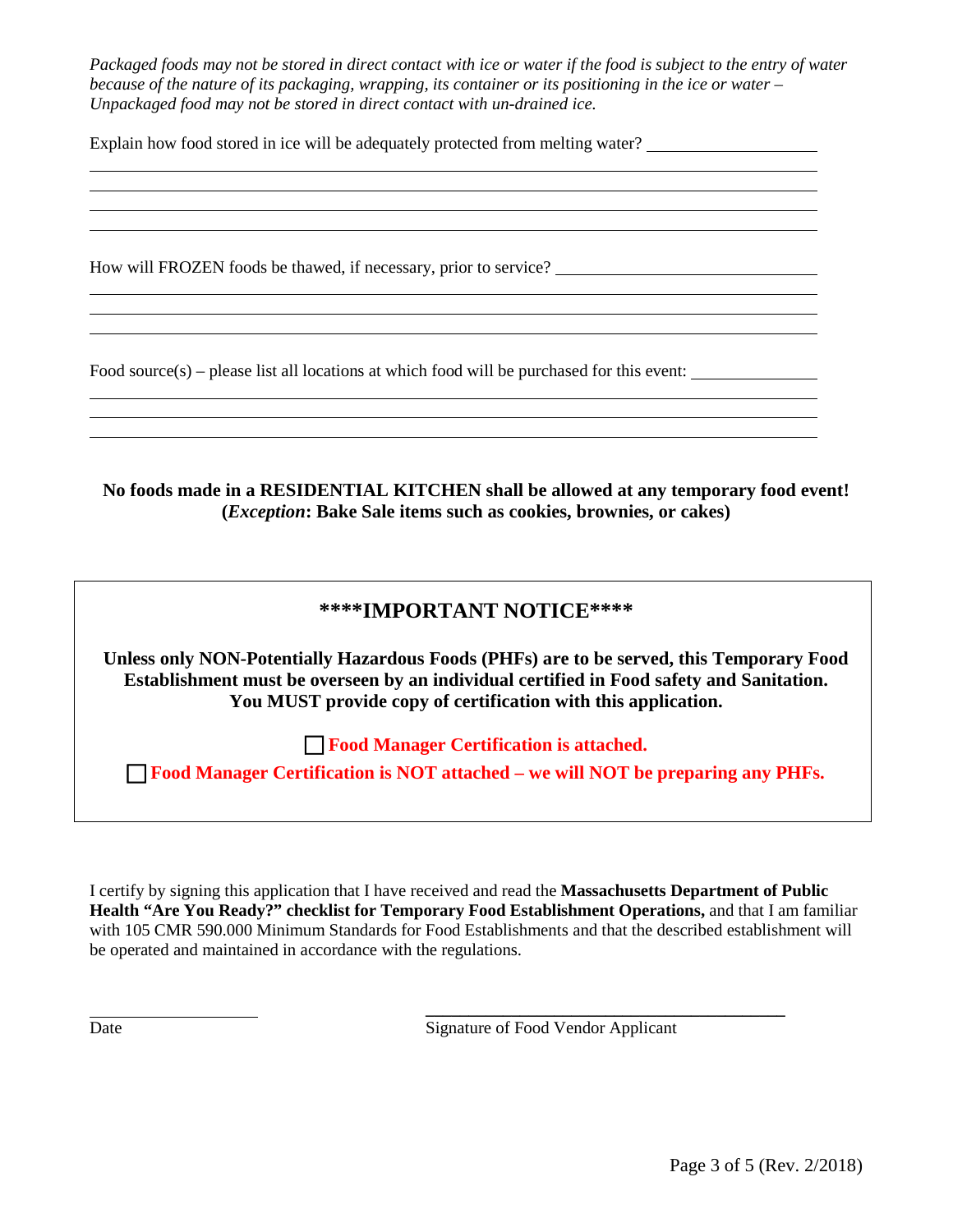*Packaged foods may not be stored in direct contact with ice or water if the food is subject to the entry of water because of the nature of its packaging, wrapping, its container or its positioning in the ice or water – Unpackaged food may not be stored in direct contact with un-drained ice.*

Explain how food stored in ice will be adequately protected from melting water? ____________________

______________________________________________________________________________

______________________________________________________________________________

______________________________________________________________________________

______________________________________________________________________________

How will FROZEN foods be thawed, if necessary, prior to service? ______________________________

______________________________________________________________________________

______________________________________________________________________________

______________________________________________________________________________

Food source(s) – please list all locations at which food will be purchased for this event: ______________

______________________________________________________________________________

______________________________________________________________________________

______________________________________________________________________________

**No foods made in a RESIDENTIAL KITCHEN shall be allowed at any temporary food event! (*Exception*: Bake Sale items such as cookies, brownies, or cakes)**

## \*\*\*\*IMPORTANT NOTICE\*\*\*\*

**Unless only NON-Potentially Hazardous Foods (PHFs) are to be served, this Temporary Food Establishment must be overseen by an individual certified in Food safety and Sanitation. You MUST provide copy of certification with this application.**

☐ **Food Manager Certification is attached.**

☐ **Food Manager Certification is NOT attached – we will NOT be preparing any PHFs.**

I certify by signing this application that I have received and read the **Massachusetts Department of Public Health "Are You Ready?" checklist for Temporary Food Establishment Operations,** and that I am familiar with 105 CMR 590.000 Minimum Standards for Food Establishments and that the described establishment will be operated and maintained in accordance with the regulations.

____________________ ____________________________________________

Date Signature of Food Vendor Applicant

(Rev. 2/2018)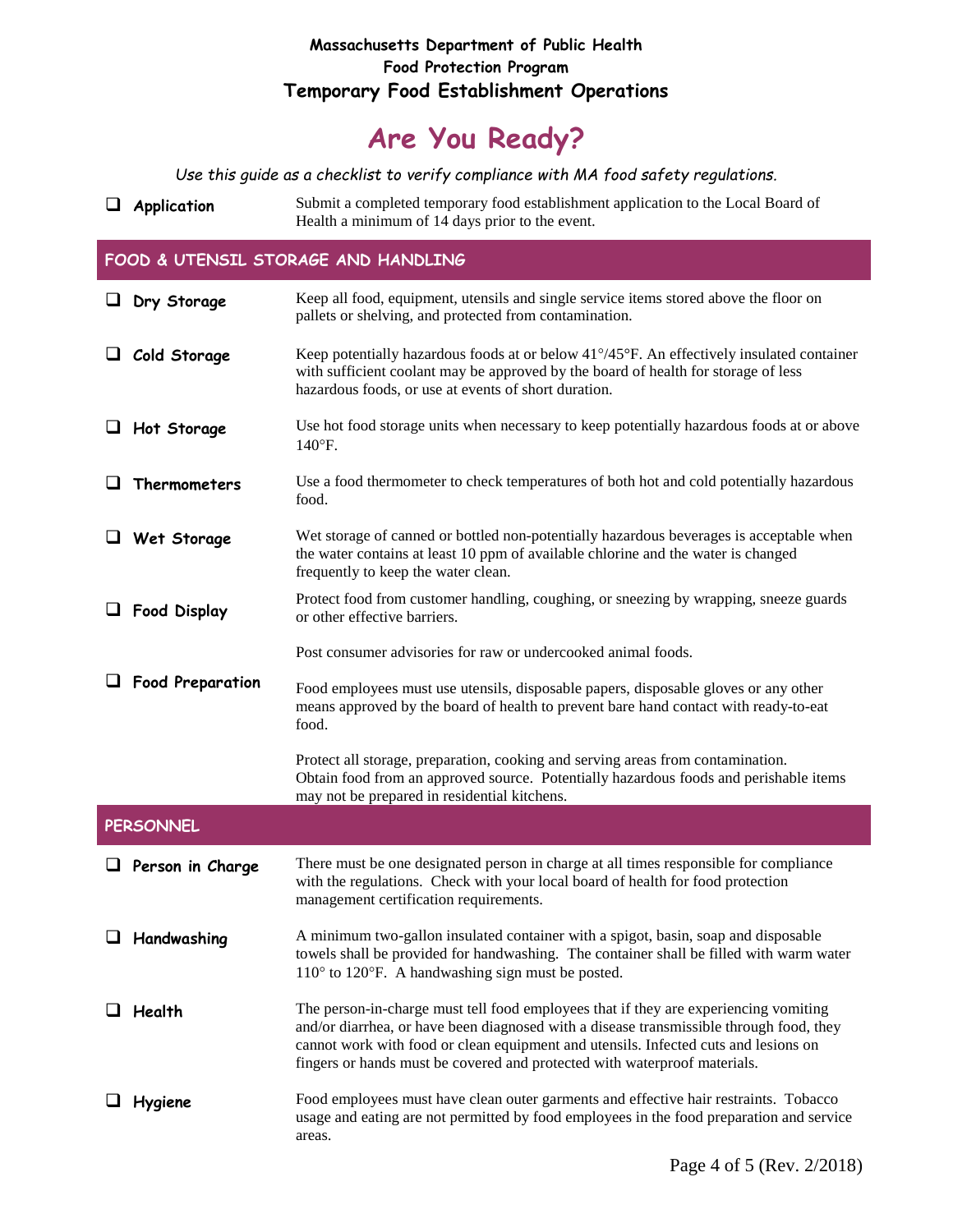**Massachusetts Department of Public Health**
**Food Protection Program**
**Temporary Food Establishment Operations**

# Are You Ready?

*Use this guide as a checklist to verify compliance with MA food safety regulations.*

- [ ] **Application** — Submit a completed temporary food establishment application to the Local Board of Health a minimum of 14 days prior to the event.

## FOOD & UTENSIL STORAGE AND HANDLING

- [ ] **Dry Storage** — Keep all food, equipment, utensils and single service items stored above the floor on pallets or shelving, and protected from contamination.

- [ ] **Cold Storage** — Keep potentially hazardous foods at or below 41°/45°F. An effectively insulated container with sufficient coolant may be approved by the board of health for storage of less hazardous foods, or use at events of short duration.

- [ ] **Hot Storage** — Use hot food storage units when necessary to keep potentially hazardous foods at or above 140°F.

- [ ] **Thermometers** — Use a food thermometer to check temperatures of both hot and cold potentially hazardous food.

- [ ] **Wet Storage** — Wet storage of canned or bottled non-potentially hazardous beverages is acceptable when the water contains at least 10 ppm of available chlorine and the water is changed frequently to keep the water clean.

- [ ] **Food Display** — Protect food from customer handling, coughing, or sneezing by wrapping, sneeze guards or other effective barriers.

  Post consumer advisories for raw or undercooked animal foods.

- [ ] **Food Preparation** — Food employees must use utensils, disposable papers, disposable gloves or any other means approved by the board of health to prevent bare hand contact with ready-to-eat food.

  Protect all storage, preparation, cooking and serving areas from contamination. Obtain food from an approved source. Potentially hazardous foods and perishable items may not be prepared in residential kitchens.

## PERSONNEL

- [ ] **Person in Charge** — There must be one designated person in charge at all times responsible for compliance with the regulations. Check with your local board of health for food protection management certification requirements.

- [ ] **Handwashing** — A minimum two-gallon insulated container with a spigot, basin, soap and disposable towels shall be provided for handwashing. The container shall be filled with warm water 110° to 120°F. A handwashing sign must be posted.

- [ ] **Health** — The person-in-charge must tell food employees that if they are experiencing vomiting and/or diarrhea, or have been diagnosed with a disease transmissible through food, they cannot work with food or clean equipment and utensils. Infected cuts and lesions on fingers or hands must be covered and protected with waterproof materials.

- [ ] **Hygiene** — Food employees must have clean outer garments and effective hair restraints. Tobacco usage and eating are not permitted by food employees in the food preparation and service areas.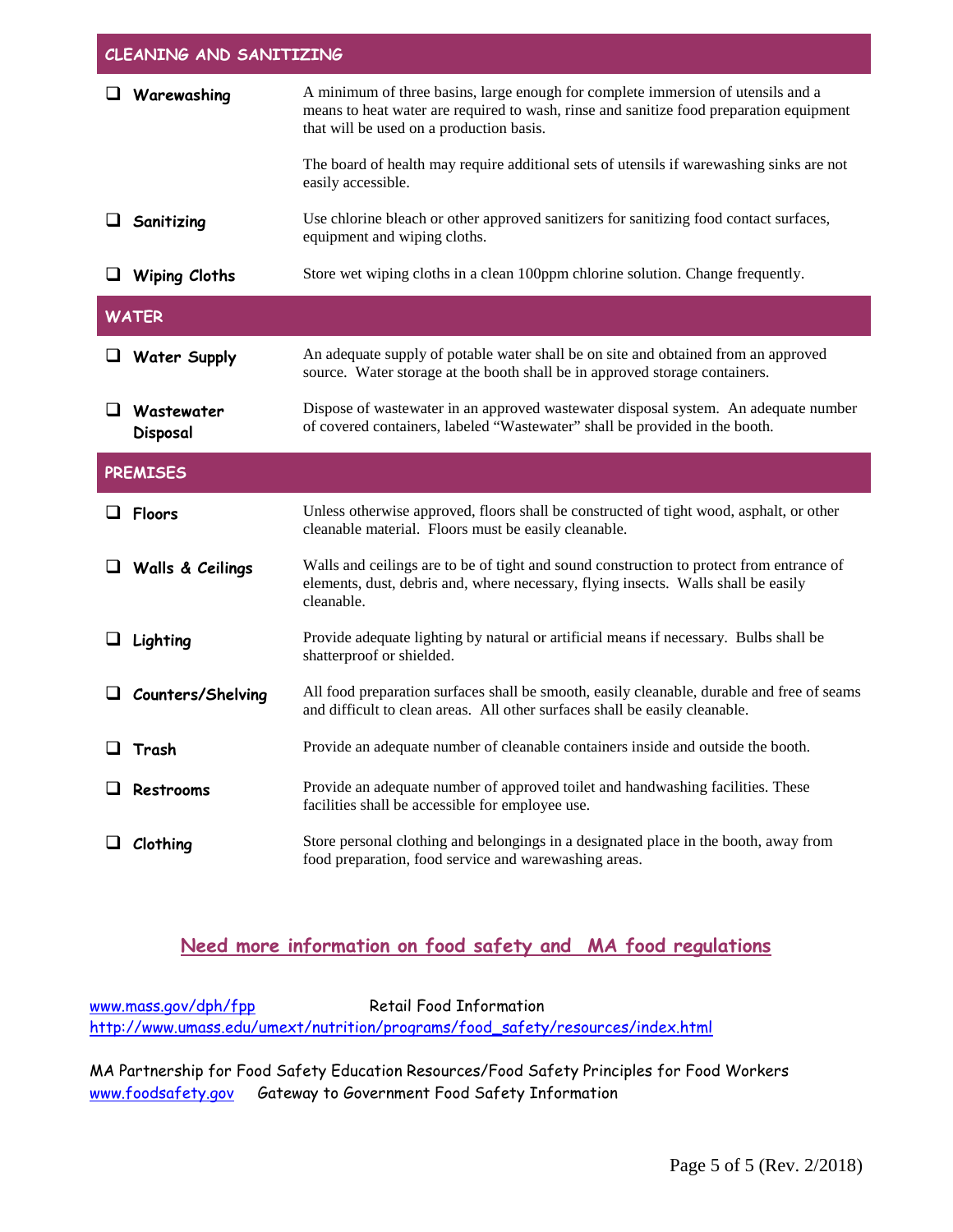## CLEANING AND SANITIZING

| | |
|---|---|
| ❑ **Warewashing** | A minimum of three basins, large enough for complete immersion of utensils and a means to heat water are required to wash, rinse and sanitize food preparation equipment that will be used on a production basis.<br><br>The board of health may require additional sets of utensils if warewashing sinks are not easily accessible. |
| ❑ **Sanitizing** | Use chlorine bleach or other approved sanitizers for sanitizing food contact surfaces, equipment and wiping cloths. |
| ❑ **Wiping Cloths** | Store wet wiping cloths in a clean 100ppm chlorine solution. Change frequently. |

## WATER

| | |
|---|---|
| ❑ **Water Supply** | An adequate supply of potable water shall be on site and obtained from an approved source. Water storage at the booth shall be in approved storage containers. |
| ❑ **Wastewater Disposal** | Dispose of wastewater in an approved wastewater disposal system. An adequate number of covered containers, labeled "Wastewater" shall be provided in the booth. |

## PREMISES

| | |
|---|---|
| ❑ **Floors** | Unless otherwise approved, floors shall be constructed of tight wood, asphalt, or other cleanable material. Floors must be easily cleanable. |
| ❑ **Walls & Ceilings** | Walls and ceilings are to be of tight and sound construction to protect from entrance of elements, dust, debris and, where necessary, flying insects. Walls shall be easily cleanable. |
| ❑ **Lighting** | Provide adequate lighting by natural or artificial means if necessary. Bulbs shall be shatterproof or shielded. |
| ❑ **Counters/Shelving** | All food preparation surfaces shall be smooth, easily cleanable, durable and free of seams and difficult to clean areas. All other surfaces shall be easily cleanable. |
| ❑ **Trash** | Provide an adequate number of cleanable containers inside and outside the booth. |
| ❑ **Restrooms** | Provide an adequate number of approved toilet and handwashing facilities. These facilities shall be accessible for employee use. |
| ❑ **Clothing** | Store personal clothing and belongings in a designated place in the booth, away from food preparation, food service and warewashing areas. |

## Need more information on food safety and MA food regulations

www.mass.gov/dph/fpp Retail Food Information
http://www.umass.edu/umext/nutrition/programs/food_safety/resources/index.html

MA Partnership for Food Safety Education Resources/Food Safety Principles for Food Workers
www.foodsafety.gov Gateway to Government Food Safety Information